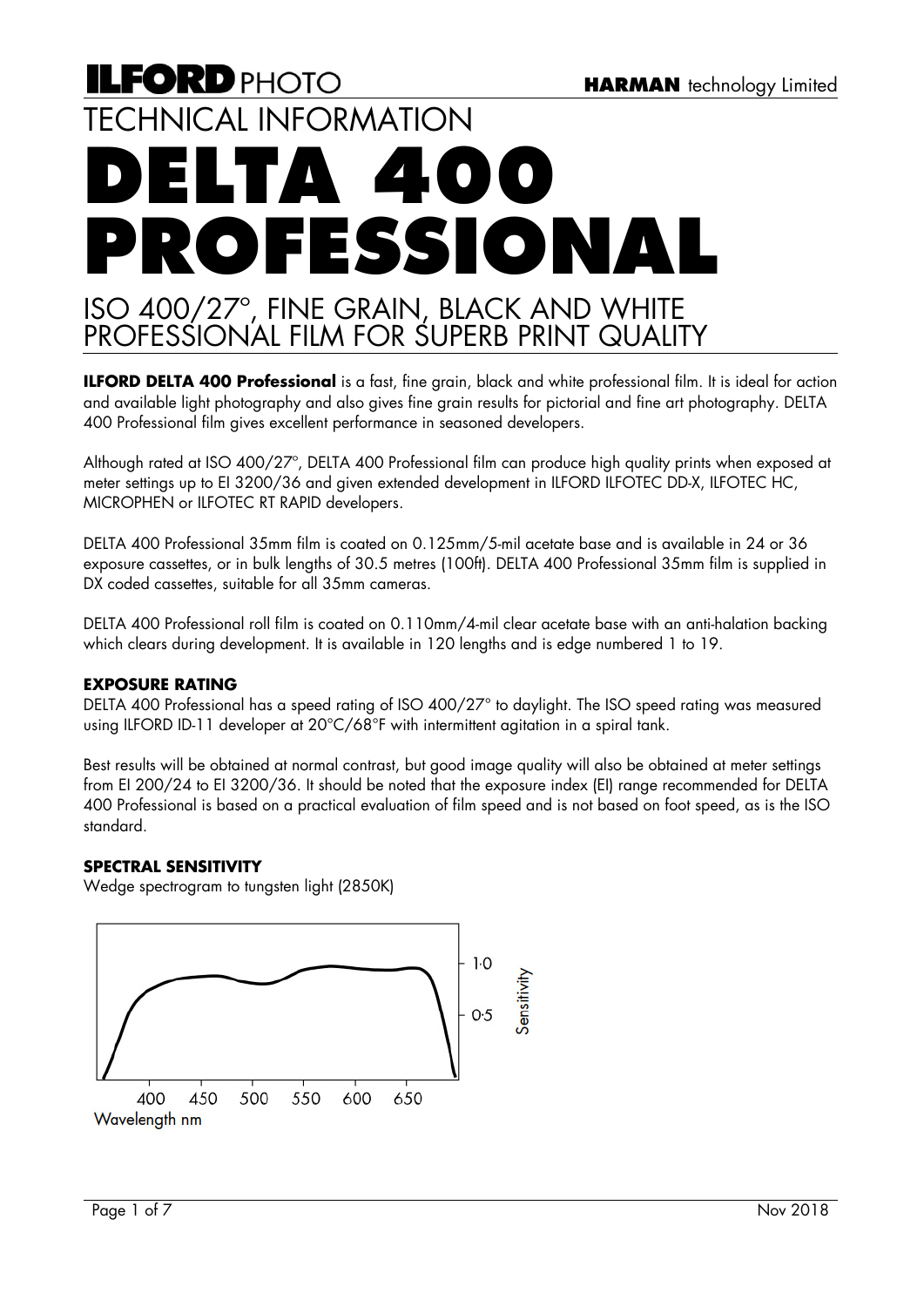# ILFORD PHOTO

HARMAN technology Limited

TECHNICAL INFORMATION

# DELTA 400 PROFESSIONAL

## ISO 400/27°, FINE GRAIN, BLACK AND WHITE PROFESSIONAL FILM FOR SUPERB PRINT QUALITY

**ILFORD DELTA 400 Professional** is a fast, fine grain, black and white professional film. It is ideal for action and available light photography and also gives fine grain results for pictorial and fine art photography. DELTA 400 Professional film gives excellent performance in seasoned developers.

Although rated at ISO 400/27°, DELTA 400 Professional film can produce high quality prints when exposed at meter settings up to EI 3200/36 and given extended development in ILFORD ILFOTEC DD-X, ILFOTEC HC, MICROPHEN or ILFOTEC RT RAPID developers.

DELTA 400 Professional 35mm film is coated on 0.125mm/5-mil acetate base and is available in 24 or 36 exposure cassettes, or in bulk lengths of 30.5 metres (100ft). DELTA 400 Professional 35mm film is supplied in DX coded cassettes, suitable for all 35mm cameras.

DELTA 400 Professional roll film is coated on 0.110mm/4-mil clear acetate base with an anti-halation backing which clears during development. It is available in 120 lengths and is edge numbered 1 to 19.

### EXPOSURE RATING

DELTA 400 Professional has a speed rating of ISO 400/27° to daylight. The ISO speed rating was measured using ILFORD ID-11 developer at 20°C/68°F with intermittent agitation in a spiral tank.

Best results will be obtained at normal contrast, but good image quality will also be obtained at meter settings from EI 200/24 to EI 3200/36. It should be noted that the exposure index (EI) range recommended for DELTA 400 Professional is based on a practical evaluation of film speed and is not based on foot speed, as is the ISO standard.

### SPECTRAL SENSITIVITY

Wedge spectrogram to tungsten light (2850K)

Sensitivity: 1·0, 0·5

Wavelength nm: 400, 450, 500, 550, 600, 650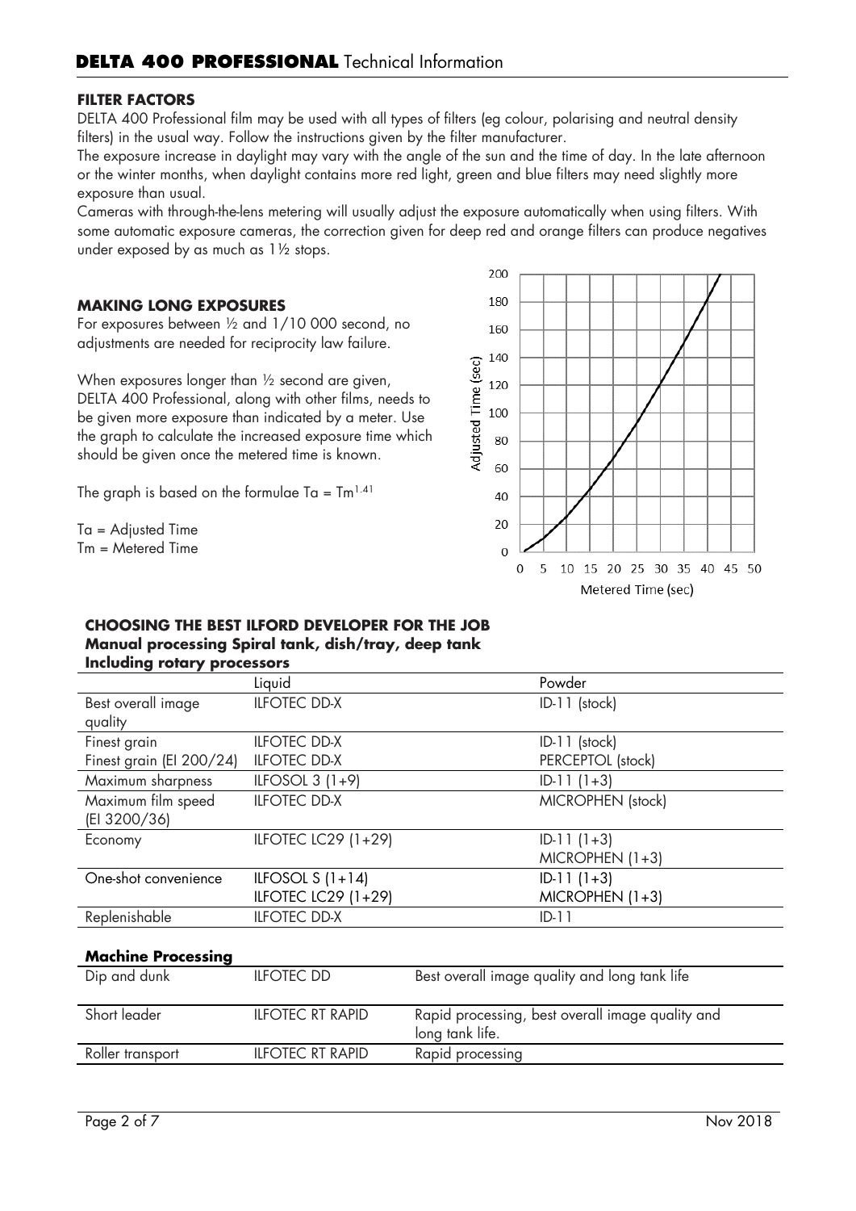## FILTER FACTORS

DELTA 400 Professional film may be used with all types of filters (eg colour, polarising and neutral density filters) in the usual way. Follow the instructions given by the filter manufacturer.

The exposure increase in daylight may vary with the angle of the sun and the time of day. In the late afternoon or the winter months, when daylight contains more red light, green and blue filters may need slightly more exposure than usual.

Cameras with through-the-lens metering will usually adjust the exposure automatically when using filters. With some automatic exposure cameras, the correction given for deep red and orange filters can produce negatives under exposed by as much as 1½ stops.

## MAKING LONG EXPOSURES

For exposures between ½ and 1/10 000 second, no adjustments are needed for reciprocity law failure.

When exposures longer than ½ second are given, DELTA 400 Professional, along with other films, needs to be given more exposure than indicated by a meter. Use the graph to calculate the increased exposure time which should be given once the metered time is known.

The graph is based on the formulae $Ta = Tm^{1.41}$

Ta = Adjusted Time
Tm = Metered Time

## CHOOSING THE BEST ILFORD DEVELOPER FOR THE JOB

**Manual processing Spiral tank, dish/tray, deep tank**
**Including rotary processors**

| | Liquid | Powder |
|---|---|---|
| Best overall image quality | ILFOTEC DD-X | ID-11 (stock) |
| Finest grain | ILFOTEC DD-X | ID-11 (stock) |
| Finest grain (EI 200/24) | ILFOTEC DD-X | PERCEPTOL (stock) |
| Maximum sharpness | ILFOSOL 3 (1+9) | ID-11 (1+3) |
| Maximum film speed (EI 3200/36) | ILFOTEC DD-X | MICROPHEN (stock) |
| Economy | ILFOTEC LC29 (1+29) | ID-11 (1+3)<br>MICROPHEN (1+3) |
| One-shot convenience | ILFOSOL S (1+14)<br>ILFOTEC LC29 (1+29) | ID-11 (1+3)<br>MICROPHEN (1+3) |
| Replenishable | ILFOTEC DD-X | ID-11 |

**Machine Processing**

| | | |
|---|---|---|
| Dip and dunk | ILFOTEC DD | Best overall image quality and long tank life |
| Short leader | ILFOTEC RT RAPID | Rapid processing, best overall image quality and long tank life. |
| Roller transport | ILFOTEC RT RAPID | Rapid processing |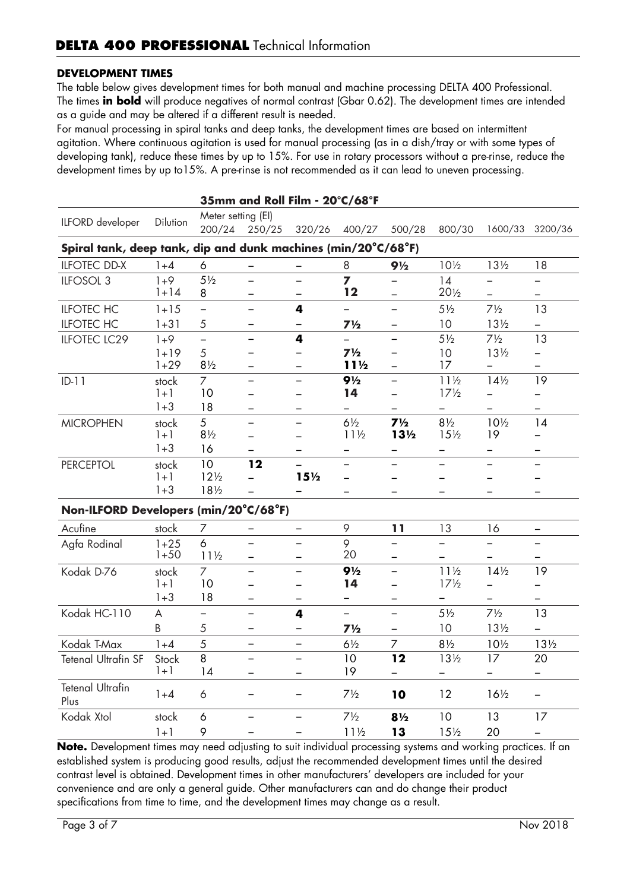## DEVELOPMENT TIMES

The table below gives development times for both manual and machine processing DELTA 400 Professional. The times **in bold** will produce negatives of normal contrast (Gbar 0.62). The development times are intended as a guide and may be altered if a different result is needed.

For manual processing in spiral tanks and deep tanks, the development times are based on intermittent agitation. Where continuous agitation is used for manual processing (as in a dish/tray or with some types of developing tank), reduce these times by up to 15%. For use in rotary processors without a pre-rinse, reduce the development times by up to15%. A pre-rinse is not recommended as it can lead to uneven processing.

**35mm and Roll Film - 20°C/68°F**

| ILFORD developer | Dilution | Meter setting (EI) 200/24 | 250/25 | 320/26 | 400/27 | 500/28 | 800/30 | 1600/33 | 3200/36 |
|---|---|---|---|---|---|---|---|---|---|
| **Spiral tank, deep tank, dip and dunk machines (min/20°C/68°F)** | | | | | | | | | |
| ILFOTEC DD-X | 1+4 | 6 | – | – | 8 | **9½** | 10½ | 13½ | 18 |
| ILFOSOL 3 | 1+9 | 5½ | – | – | **7** | – | 14 | – | – |
| | 1+14 | 8 | – | – | **12** | – | 20½ | – | – |
| ILFOTEC HC | 1+15 | – | – | **4** | – | – | 5½ | 7½ | 13 |
| ILFOTEC HC | 1+31 | 5 | – | – | **7½** | – | 10 | 13½ | – |
| ILFOTEC LC29 | 1+9 | – | – | **4** | – | – | 5½ | 7½ | 13 |
| | 1+19 | 5 | – | – | **7½** | – | 10 | 13½ | – |
| | 1+29 | 8½ | – | – | **11½** | – | 17 | – | – |
| ID-11 | stock | 7 | – | – | **9½** | – | 11½ | 14½ | 19 |
| | 1+1 | 10 | – | – | **14** | – | 17½ | – | – |
| | 1+3 | 18 | – | – | – | – | – | – | – |
| MICROPHEN | stock | 5 | – | – | 6½ | **7½** | 8½ | 10½ | 14 |
| | 1+1 | 8½ | – | – | 11½ | **13½** | 15½ | 19 | – |
| | 1+3 | 16 | – | – | – | – | – | – | – |
| PERCEPTOL | stock | 10 | **12** | – | – | – | – | – | – |
| | 1+1 | 12½ | – | **15½** | – | – | – | – | – |
| | 1+3 | 18½ | – | – | – | – | – | – | – |
| **Non-ILFORD Developers (min/20°C/68°F)** | | | | | | | | | |
| Acufine | stock | 7 | – | – | 9 | **11** | 13 | 16 | – |
| Agfa Rodinal | 1+25 | 6 | – | – | 9 | – | – | – | – |
| | 1+50 | 11½ | – | – | 20 | – | – | – | – |
| Kodak D-76 | stock | 7 | – | – | **9½** | – | 11½ | 14½ | 19 |
| | 1+1 | 10 | – | – | **14** | – | 17½ | – | – |
| | 1+3 | 18 | – | – | – | – | – | – | – |
| Kodak HC-110 | A | – | – | **4** | – | – | 5½ | 7½ | 13 |
| | B | 5 | – | – | **7½** | – | 10 | 13½ | – |
| Kodak T-Max | 1+4 | 5 | – | – | 6½ | 7 | 8½ | 10½ | 13½ |
| Tetenal Ultrafin SF | Stock | 8 | – | – | 10 | **12** | 13½ | 17 | 20 |
| | 1+1 | 14 | – | – | 19 | – | – | – | – |
| Tetenal Ultrafin Plus | 1+4 | 6 | – | – | 7½ | **10** | 12 | 16½ | – |
| Kodak Xtol | stock | 6 | – | – | 7½ | **8½** | 10 | 13 | 17 |
| | 1+1 | 9 | – | – | 11½ | **13** | 15½ | 20 | – |

**Note.** Development times may need adjusting to suit individual processing systems and working practices. If an established system is producing good results, adjust the recommended development times until the desired contrast level is obtained. Development times in other manufacturers' developers are included for your convenience and are only a general guide. Other manufacturers can and do change their product specifications from time to time, and the development times may change as a result.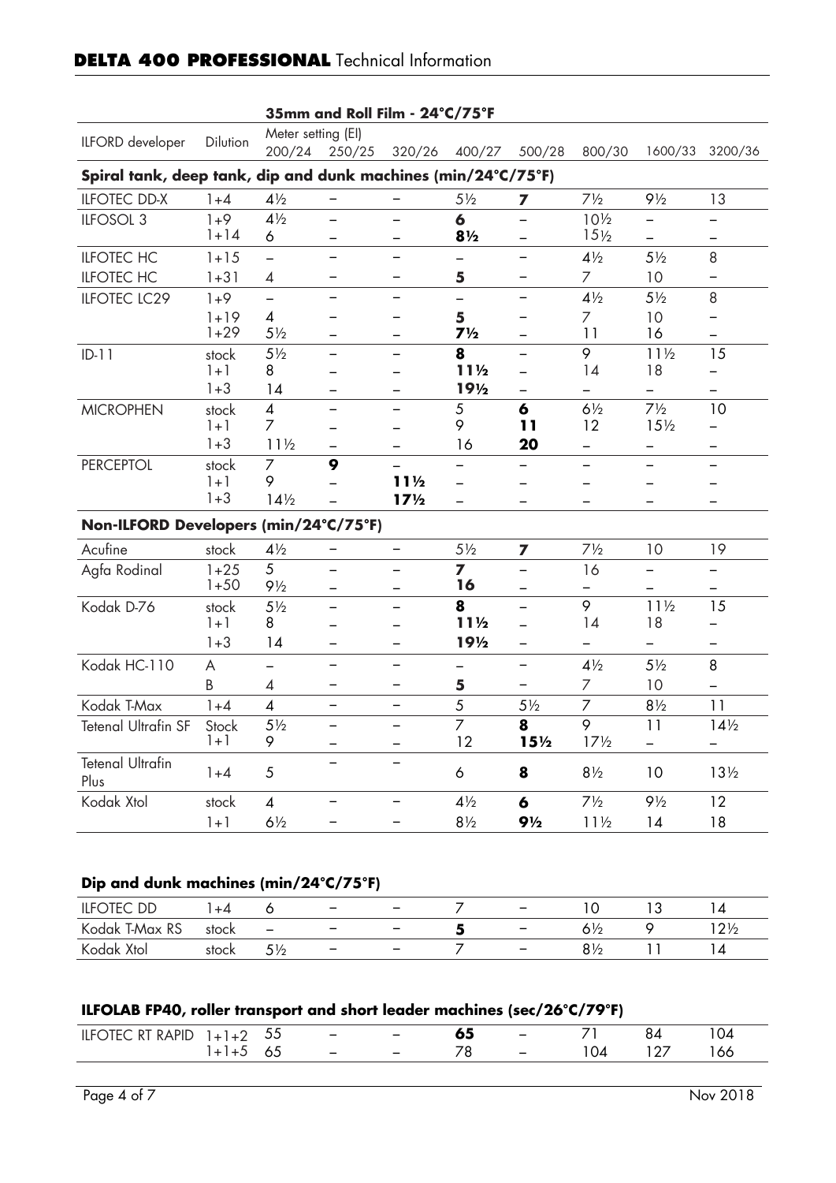## DELTA 400 PROFESSIONAL Technical Information

### 35mm and Roll Film - 24°C/75°F

| ILFORD developer | Dilution | Meter setting (EI) 200/24 | 250/25 | 320/26 | 400/27 | 500/28 | 800/30 | 1600/33 | 3200/36 |
|---|---|---|---|---|---|---|---|---|---|
| **Spiral tank, deep tank, dip and dunk machines (min/24°C/75°F)** | | | | | | | | | |
| ILFOTEC DD-X | 1+4 | 4½ | – | – | 5½ | **7** | 7½ | 9½ | 13 |
| ILFOSOL 3 | 1+9 | 4½ | – | – | **6** | – | 10½ | – | – |
| | 1+14 | 6 | – | – | **8½** | – | 15½ | – | – |
| ILFOTEC HC | 1+15 | – | – | – | – | – | 4½ | 5½ | 8 |
| ILFOTEC HC | 1+31 | 4 | – | – | **5** | – | 7 | 10 | – |
| ILFOTEC LC29 | 1+9 | – | – | – | – | – | 4½ | 5½ | 8 |
| | 1+19 | 4 | – | – | **5** | – | 7 | 10 | – |
| | 1+29 | 5½ | – | – | **7½** | – | 11 | 16 | – |
| ID-11 | stock | 5½ | – | – | **8** | – | 9 | 11½ | 15 |
| | 1+1 | 8 | – | – | **11½** | – | 14 | 18 | – |
| | 1+3 | 14 | – | – | **19½** | – | – | – | – |
| MICROPHEN | stock | 4 | – | – | 5 | **6** | 6½ | 7½ | 10 |
| | 1+1 | 7 | – | – | 9 | **11** | 12 | 15½ | – |
| | 1+3 | 11½ | – | – | 16 | **20** | – | – | – |
| PERCEPTOL | stock | 7 | **9** | – | – | – | – | – | – |
| | 1+1 | 9 | – | **11½** | – | – | – | – | – |
| | 1+3 | 14½ | – | **17½** | – | – | – | – | – |
| **Non-ILFORD Developers (min/24°C/75°F)** | | | | | | | | | |
| Acufine | stock | 4½ | – | – | 5½ | **7** | 7½ | 10 | 19 |
| Agfa Rodinal | 1+25 | 5 | – | – | **7** | – | 16 | – | – |
| | 1+50 | 9½ | – | – | **16** | – | – | – | – |
| Kodak D-76 | stock | 5½ | – | – | **8** | – | 9 | 11½ | 15 |
| | 1+1 | 8 | – | – | **11½** | – | 14 | 18 | – |
| | 1+3 | 14 | – | – | **19½** | – | – | – | – |
| Kodak HC-110 | A | – | – | – | – | – | 4½ | 5½ | 8 |
| | B | 4 | – | – | **5** | – | 7 | 10 | – |
| Kodak T-Max | 1+4 | 4 | – | – | 5 | 5½ | 7 | 8½ | 11 |
| Tetenal Ultrafin SF | Stock | 5½ | – | – | 7 | **8** | 9 | 11 | 14½ |
| | 1+1 | 9 | – | – | 12 | **15½** | 17½ | – | – |
| Tetenal Ultrafin Plus | 1+4 | 5 | – | – | 6 | **8** | 8½ | 10 | 13½ |
| Kodak Xtol | stock | 4 | – | – | 4½ | **6** | 7½ | 9½ | 12 |
| | 1+1 | 6½ | – | – | 8½ | **9½** | 11½ | 14 | 18 |

### Dip and dunk machines (min/24°C/75°F)

| Developer | Dilution | 200/24 | 250/25 | 320/26 | 400/27 | 500/28 | 800/30 | 1600/33 | 3200/36 |
|---|---|---|---|---|---|---|---|---|---|
| ILFOTEC DD | 1+4 | 6 | – | – | 7 | – | 10 | 13 | 14 |
| Kodak T-Max RS | stock | – | – | – | **5** | – | 6½ | 9 | 12½ |
| Kodak Xtol | stock | 5½ | – | – | 7 | – | 8½ | 11 | 14 |

### ILFOLAB FP40, roller transport and short leader machines (sec/26°C/79°F)

| Developer | Dilution | 200/24 | 250/25 | 320/26 | 400/27 | 500/28 | 800/30 | 1600/33 | 3200/36 |
|---|---|---|---|---|---|---|---|---|---|
| ILFOTEC RT RAPID | 1+1+2 | 55 | – | – | **65** | – | 71 | 84 | 104 |
| | 1+1+5 | 65 | – | – | 78 | – | 104 | 127 | 166 |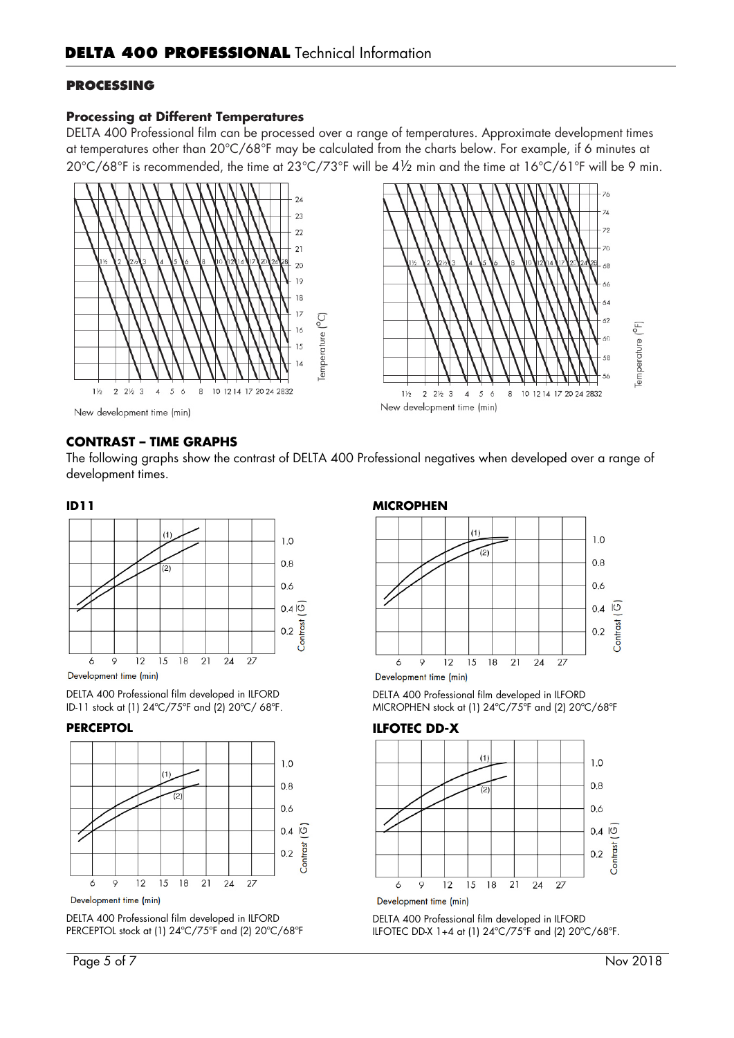# DELTA 400 PROFESSIONAL Technical Information

## PROCESSING

### Processing at Different Temperatures

DELTA 400 Professional film can be processed over a range of temperatures. Approximate development times at temperatures other than 20°C/68°F may be calculated from the charts below. For example, if 6 minutes at 20°C/68°F is recommended, the time at 23°C/73°F will be 4½ min and the time at 16°C/61°F will be 9 min.

New development time (min)

New development time (min)

## CONTRAST – TIME GRAPHS

The following graphs show the contrast of DELTA 400 Professional negatives when developed over a range of development times.

### ID11

DELTA 400 Professional film developed in ILFORD ID-11 stock at (1) 24°C/75°F and (2) 20°C/ 68°F.

### MICROPHEN

DELTA 400 Professional film developed in ILFORD MICROPHEN stock at (1) 24°C/75°F and (2) 20°C/68°F

### PERCEPTOL

DELTA 400 Professional film developed in ILFORD PERCEPTOL stock at (1) 24°C/75°F and (2) 20°C/68°F

### ILFOTEC DD-X

DELTA 400 Professional film developed in ILFORD ILFOTEC DD-X 1+4 at (1) 24°C/75°F and (2) 20°C/68°F.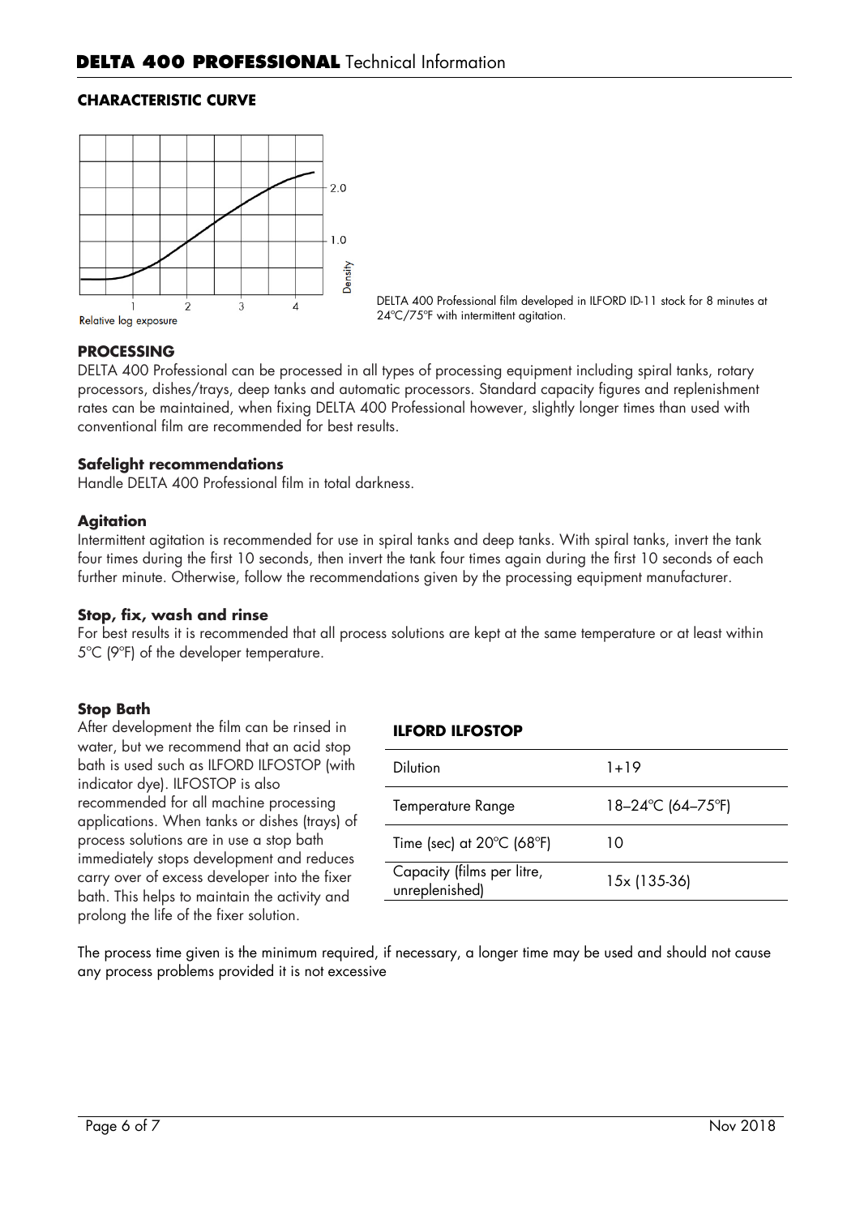## CHARACTERISTIC CURVE

DELTA 400 Professional film developed in ILFORD ID-11 stock for 8 minutes at 24ºC/75ºF with intermittent agitation.

## PROCESSING

DELTA 400 Professional can be processed in all types of processing equipment including spiral tanks, rotary processors, dishes/trays, deep tanks and automatic processors. Standard capacity figures and replenishment rates can be maintained, when fixing DELTA 400 Professional however, slightly longer times than used with conventional film are recommended for best results.

### Safelight recommendations

Handle DELTA 400 Professional film in total darkness.

### Agitation

Intermittent agitation is recommended for use in spiral tanks and deep tanks. With spiral tanks, invert the tank four times during the first 10 seconds, then invert the tank four times again during the first 10 seconds of each further minute. Otherwise, follow the recommendations given by the processing equipment manufacturer.

### Stop, fix, wash and rinse

For best results it is recommended that all process solutions are kept at the same temperature or at least within 5ºC (9ºF) of the developer temperature.

### Stop Bath

After development the film can be rinsed in water, but we recommend that an acid stop bath is used such as ILFORD ILFOSTOP (with indicator dye). ILFOSTOP is also recommended for all machine processing applications. When tanks or dishes (trays) of process solutions are in use a stop bath immediately stops development and reduces carry over of excess developer into the fixer bath. This helps to maintain the activity and prolong the life of the fixer solution.

**ILFORD ILFOSTOP**

| | |
|---|---|
| Dilution | 1+19 |
| Temperature Range | 18–24ºC (64–75ºF) |
| Time (sec) at 20ºC (68ºF) | 10 |
| Capacity (films per litre, unreplenished) | 15x (135-36) |

The process time given is the minimum required, if necessary, a longer time may be used and should not cause any process problems provided it is not excessive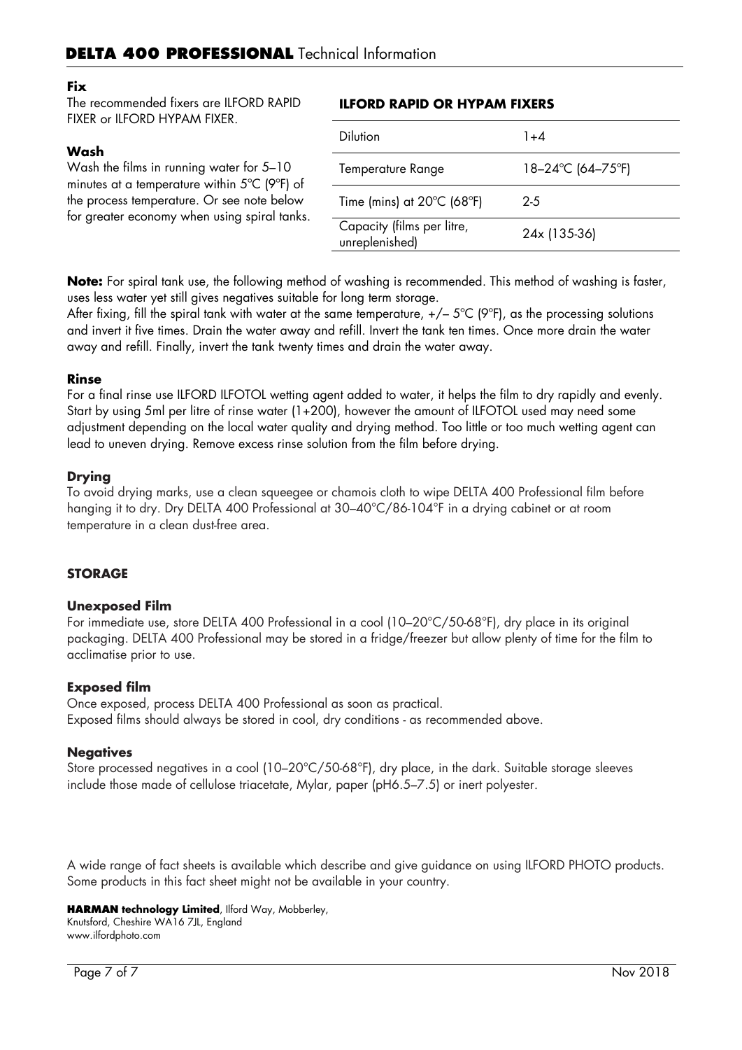### Fix

The recommended fixers are ILFORD RAPID FIXER or ILFORD HYPAM FIXER.

### Wash

Wash the films in running water for 5–10 minutes at a temperature within 5ºC (9ºF) of the process temperature. Or see note below for greater economy when using spiral tanks.

**ILFORD RAPID OR HYPAM FIXERS**

| | |
|---|---|
| Dilution | 1+4 |
| Temperature Range | 18–24ºC (64–75ºF) |
| Time (mins) at 20ºC (68ºF) | 2-5 |
| Capacity (films per litre, unreplenished) | 24x (135-36) |

**Note:** For spiral tank use, the following method of washing is recommended. This method of washing is faster, uses less water yet still gives negatives suitable for long term storage.
After fixing, fill the spiral tank with water at the same temperature, +/– 5ºC (9ºF), as the processing solutions and invert it five times. Drain the water away and refill. Invert the tank ten times. Once more drain the water away and refill. Finally, invert the tank twenty times and drain the water away.

### Rinse

For a final rinse use ILFORD ILFOTOL wetting agent added to water, it helps the film to dry rapidly and evenly. Start by using 5ml per litre of rinse water (1+200), however the amount of ILFOTOL used may need some adjustment depending on the local water quality and drying method. Too little or too much wetting agent can lead to uneven drying. Remove excess rinse solution from the film before drying.

### Drying

To avoid drying marks, use a clean squeegee or chamois cloth to wipe DELTA 400 Professional film before hanging it to dry. Dry DELTA 400 Professional at 30–40°C/86-104°F in a drying cabinet or at room temperature in a clean dust-free area.

## STORAGE

### Unexposed Film

For immediate use, store DELTA 400 Professional in a cool (10–20°C/50-68°F), dry place in its original packaging. DELTA 400 Professional may be stored in a fridge/freezer but allow plenty of time for the film to acclimatise prior to use.

### Exposed film

Once exposed, process DELTA 400 Professional as soon as practical.
Exposed films should always be stored in cool, dry conditions - as recommended above.

### Negatives

Store processed negatives in a cool (10–20°C/50-68°F), dry place, in the dark. Suitable storage sleeves include those made of cellulose triacetate, Mylar, paper (pH6.5–7.5) or inert polyester.

A wide range of fact sheets is available which describe and give guidance on using ILFORD PHOTO products. Some products in this fact sheet might not be available in your country.

**HARMAN technology Limited**, Ilford Way, Mobberley,
Knutsford, Cheshire WA16 7JL, England
www.ilfordphoto.com

Nov 2018